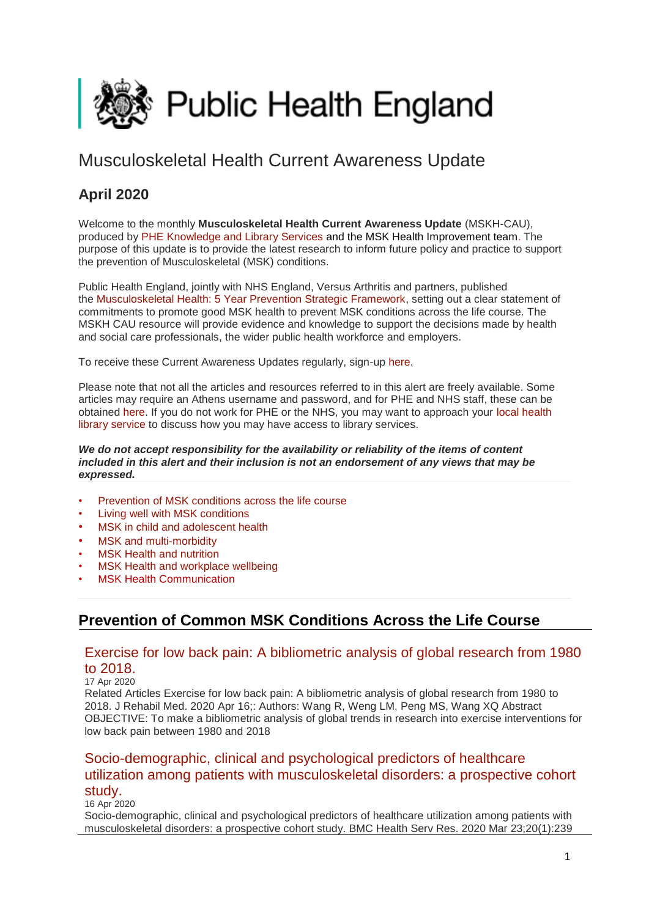Public Health England

# Musculoskeletal Health Current Awareness Update

## April 2020

Welcome to the monthly **Musculoskeletal Health Current Awareness Update** (MSKH-CAU), produced by PHE Knowledge and Library Services and the MSK Health Improvement team. The purpose of this update is to provide the latest research to inform future policy and practice to support the prevention of Musculoskeletal (MSK) conditions.

Public Health England, jointly with NHS England, Versus Arthritis and partners, published the Musculoskeletal Health: 5 Year Prevention Strategic Framework, setting out a clear statement of commitments to promote good MSK health to prevent MSK conditions across the life course. The MSKH CAU resource will provide evidence and knowledge to support the decisions made by health and social care professionals, the wider public health workforce and employers.

To receive these Current Awareness Updates regularly, sign-up here.

Please note that not all the articles and resources referred to in this alert are freely available. Some articles may require an Athens username and password, and for PHE and NHS staff, these can be obtained here. If you do not work for PHE or the NHS, you may want to approach your local health library service to discuss how you may have access to library services.

***We do not accept responsibility for the availability or reliability of the items of content included in this alert and their inclusion is not an endorsement of any views that may be expressed.***

- Prevention of MSK conditions across the life course
- Living well with MSK conditions
- MSK in child and adolescent health
- MSK and multi-morbidity
- MSK Health and nutrition
- MSK Health and workplace wellbeing
- MSK Health Communication

## Prevention of Common MSK Conditions Across the Life Course

### Exercise for low back pain: A bibliometric analysis of global research from 1980 to 2018.

17 Apr 2020

Related Articles Exercise for low back pain: A bibliometric analysis of global research from 1980 to 2018. J Rehabil Med. 2020 Apr 16;: Authors: Wang R, Weng LM, Peng MS, Wang XQ Abstract OBJECTIVE: To make a bibliometric analysis of global trends in research into exercise interventions for low back pain between 1980 and 2018

### Socio-demographic, clinical and psychological predictors of healthcare utilization among patients with musculoskeletal disorders: a prospective cohort study.

16 Apr 2020

Socio-demographic, clinical and psychological predictors of healthcare utilization among patients with musculoskeletal disorders: a prospective cohort study. BMC Health Serv Res. 2020 Mar 23;20(1):239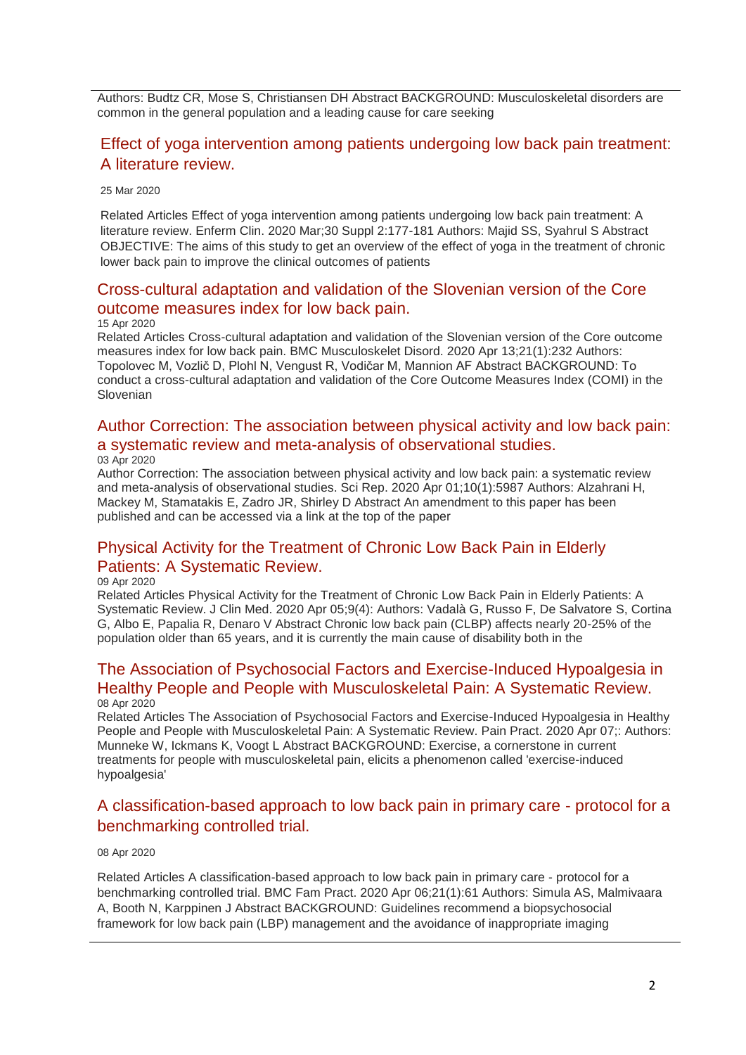Authors: Budtz CR, Mose S, Christiansen DH Abstract BACKGROUND: Musculoskeletal disorders are common in the general population and a leading cause for care seeking

## Effect of yoga intervention among patients undergoing low back pain treatment: A literature review.

25 Mar 2020

Related Articles Effect of yoga intervention among patients undergoing low back pain treatment: A literature review. Enferm Clin. 2020 Mar;30 Suppl 2:177-181 Authors: Majid SS, Syahrul S Abstract OBJECTIVE: The aims of this study to get an overview of the effect of yoga in the treatment of chronic lower back pain to improve the clinical outcomes of patients

## Cross-cultural adaptation and validation of the Slovenian version of the Core outcome measures index for low back pain.

15 Apr 2020

Related Articles Cross-cultural adaptation and validation of the Slovenian version of the Core outcome measures index for low back pain. BMC Musculoskelet Disord. 2020 Apr 13;21(1):232 Authors: Topolovec M, Vozlič D, Plohl N, Vengust R, Vodičar M, Mannion AF Abstract BACKGROUND: To conduct a cross-cultural adaptation and validation of the Core Outcome Measures Index (COMI) in the Slovenian

## Author Correction: The association between physical activity and low back pain: a systematic review and meta-analysis of observational studies.

03 Apr 2020

Author Correction: The association between physical activity and low back pain: a systematic review and meta-analysis of observational studies. Sci Rep. 2020 Apr 01;10(1):5987 Authors: Alzahrani H, Mackey M, Stamatakis E, Zadro JR, Shirley D Abstract An amendment to this paper has been published and can be accessed via a link at the top of the paper

## Physical Activity for the Treatment of Chronic Low Back Pain in Elderly Patients: A Systematic Review.

09 Apr 2020

Related Articles Physical Activity for the Treatment of Chronic Low Back Pain in Elderly Patients: A Systematic Review. J Clin Med. 2020 Apr 05;9(4): Authors: Vadalà G, Russo F, De Salvatore S, Cortina G, Albo E, Papalia R, Denaro V Abstract Chronic low back pain (CLBP) affects nearly 20-25% of the population older than 65 years, and it is currently the main cause of disability both in the

## The Association of Psychosocial Factors and Exercise-Induced Hypoalgesia in Healthy People and People with Musculoskeletal Pain: A Systematic Review.

08 Apr 2020

Related Articles The Association of Psychosocial Factors and Exercise-Induced Hypoalgesia in Healthy People and People with Musculoskeletal Pain: A Systematic Review. Pain Pract. 2020 Apr 07;: Authors: Munneke W, Ickmans K, Voogt L Abstract BACKGROUND: Exercise, a cornerstone in current treatments for people with musculoskeletal pain, elicits a phenomenon called 'exercise-induced hypoalgesia'

## A classification-based approach to low back pain in primary care - protocol for a benchmarking controlled trial.

08 Apr 2020

Related Articles A classification-based approach to low back pain in primary care - protocol for a benchmarking controlled trial. BMC Fam Pract. 2020 Apr 06;21(1):61 Authors: Simula AS, Malmivaara A, Booth N, Karppinen J Abstract BACKGROUND: Guidelines recommend a biopsychosocial framework for low back pain (LBP) management and the avoidance of inappropriate imaging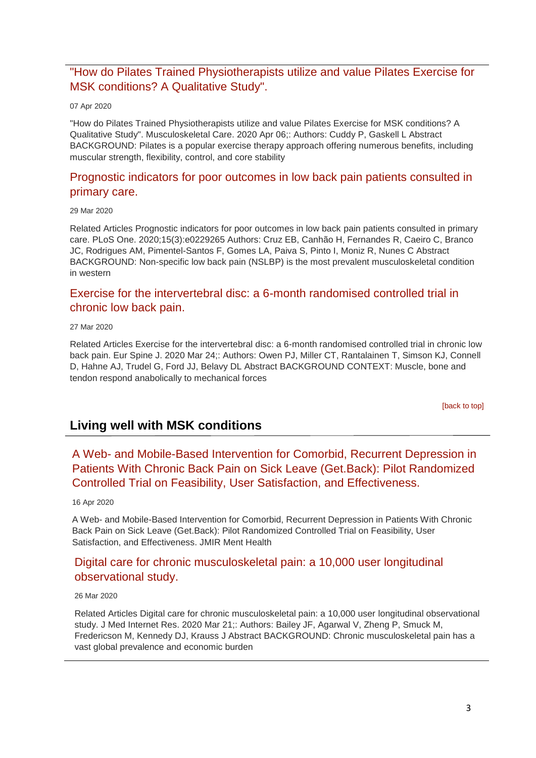### "How do Pilates Trained Physiotherapists utilize and value Pilates Exercise for MSK conditions? A Qualitative Study".

07 Apr 2020

"How do Pilates Trained Physiotherapists utilize and value Pilates Exercise for MSK conditions? A Qualitative Study". Musculoskeletal Care. 2020 Apr 06;: Authors: Cuddy P, Gaskell L Abstract BACKGROUND: Pilates is a popular exercise therapy approach offering numerous benefits, including muscular strength, flexibility, control, and core stability

### Prognostic indicators for poor outcomes in low back pain patients consulted in primary care.

29 Mar 2020

Related Articles Prognostic indicators for poor outcomes in low back pain patients consulted in primary care. PLoS One. 2020;15(3):e0229265 Authors: Cruz EB, Canhão H, Fernandes R, Caeiro C, Branco JC, Rodrigues AM, Pimentel-Santos F, Gomes LA, Paiva S, Pinto I, Moniz R, Nunes C Abstract BACKGROUND: Non-specific low back pain (NSLBP) is the most prevalent musculoskeletal condition in western

### Exercise for the intervertebral disc: a 6-month randomised controlled trial in chronic low back pain.

27 Mar 2020

Related Articles Exercise for the intervertebral disc: a 6-month randomised controlled trial in chronic low back pain. Eur Spine J. 2020 Mar 24;: Authors: Owen PJ, Miller CT, Rantalainen T, Simson KJ, Connell D, Hahne AJ, Trudel G, Ford JJ, Belavy DL Abstract BACKGROUND CONTEXT: Muscle, bone and tendon respond anabolically to mechanical forces

[back to top]

## Living well with MSK conditions

### A Web- and Mobile-Based Intervention for Comorbid, Recurrent Depression in Patients With Chronic Back Pain on Sick Leave (Get.Back): Pilot Randomized Controlled Trial on Feasibility, User Satisfaction, and Effectiveness.

16 Apr 2020

A Web- and Mobile-Based Intervention for Comorbid, Recurrent Depression in Patients With Chronic Back Pain on Sick Leave (Get.Back): Pilot Randomized Controlled Trial on Feasibility, User Satisfaction, and Effectiveness. JMIR Ment Health

### Digital care for chronic musculoskeletal pain: a 10,000 user longitudinal observational study.

26 Mar 2020

Related Articles Digital care for chronic musculoskeletal pain: a 10,000 user longitudinal observational study. J Med Internet Res. 2020 Mar 21;: Authors: Bailey JF, Agarwal V, Zheng P, Smuck M, Fredericson M, Kennedy DJ, Krauss J Abstract BACKGROUND: Chronic musculoskeletal pain has a vast global prevalence and economic burden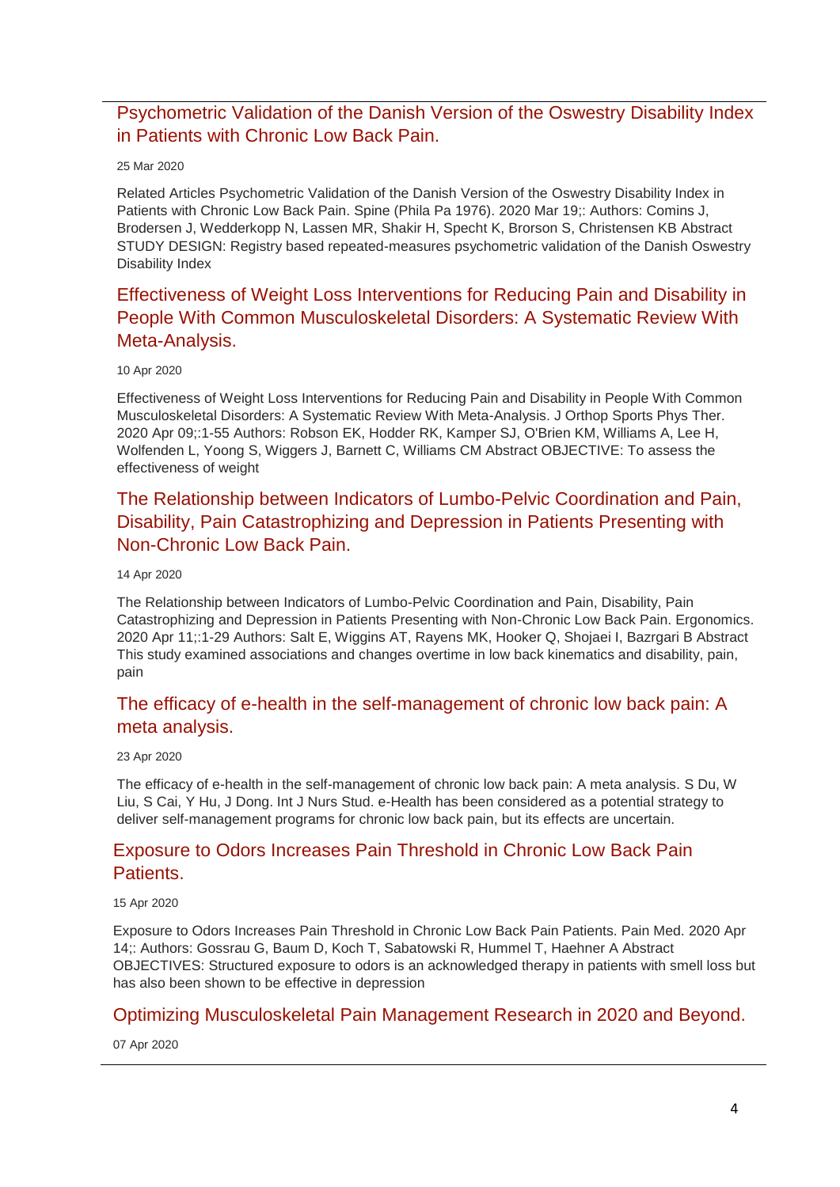## Psychometric Validation of the Danish Version of the Oswestry Disability Index in Patients with Chronic Low Back Pain.

25 Mar 2020

Related Articles Psychometric Validation of the Danish Version of the Oswestry Disability Index in Patients with Chronic Low Back Pain. Spine (Phila Pa 1976). 2020 Mar 19;: Authors: Comins J, Brodersen J, Wedderkopp N, Lassen MR, Shakir H, Specht K, Brorson S, Christensen KB Abstract STUDY DESIGN: Registry based repeated-measures psychometric validation of the Danish Oswestry Disability Index

## Effectiveness of Weight Loss Interventions for Reducing Pain and Disability in People With Common Musculoskeletal Disorders: A Systematic Review With Meta-Analysis.

10 Apr 2020

Effectiveness of Weight Loss Interventions for Reducing Pain and Disability in People With Common Musculoskeletal Disorders: A Systematic Review With Meta-Analysis. J Orthop Sports Phys Ther. 2020 Apr 09;:1-55 Authors: Robson EK, Hodder RK, Kamper SJ, O'Brien KM, Williams A, Lee H, Wolfenden L, Yoong S, Wiggers J, Barnett C, Williams CM Abstract OBJECTIVE: To assess the effectiveness of weight

## The Relationship between Indicators of Lumbo-Pelvic Coordination and Pain, Disability, Pain Catastrophizing and Depression in Patients Presenting with Non-Chronic Low Back Pain.

14 Apr 2020

The Relationship between Indicators of Lumbo-Pelvic Coordination and Pain, Disability, Pain Catastrophizing and Depression in Patients Presenting with Non-Chronic Low Back Pain. Ergonomics. 2020 Apr 11;:1-29 Authors: Salt E, Wiggins AT, Rayens MK, Hooker Q, Shojaei I, Bazrgari B Abstract This study examined associations and changes overtime in low back kinematics and disability, pain, pain

## The efficacy of e-health in the self-management of chronic low back pain: A meta analysis.

23 Apr 2020

The efficacy of e-health in the self-management of chronic low back pain: A meta analysis. S Du, W Liu, S Cai, Y Hu, J Dong. Int J Nurs Stud. e-Health has been considered as a potential strategy to deliver self-management programs for chronic low back pain, but its effects are uncertain.

## Exposure to Odors Increases Pain Threshold in Chronic Low Back Pain Patients.

15 Apr 2020

Exposure to Odors Increases Pain Threshold in Chronic Low Back Pain Patients. Pain Med. 2020 Apr 14;: Authors: Gossrau G, Baum D, Koch T, Sabatowski R, Hummel T, Haehner A Abstract OBJECTIVES: Structured exposure to odors is an acknowledged therapy in patients with smell loss but has also been shown to be effective in depression

## Optimizing Musculoskeletal Pain Management Research in 2020 and Beyond.

07 Apr 2020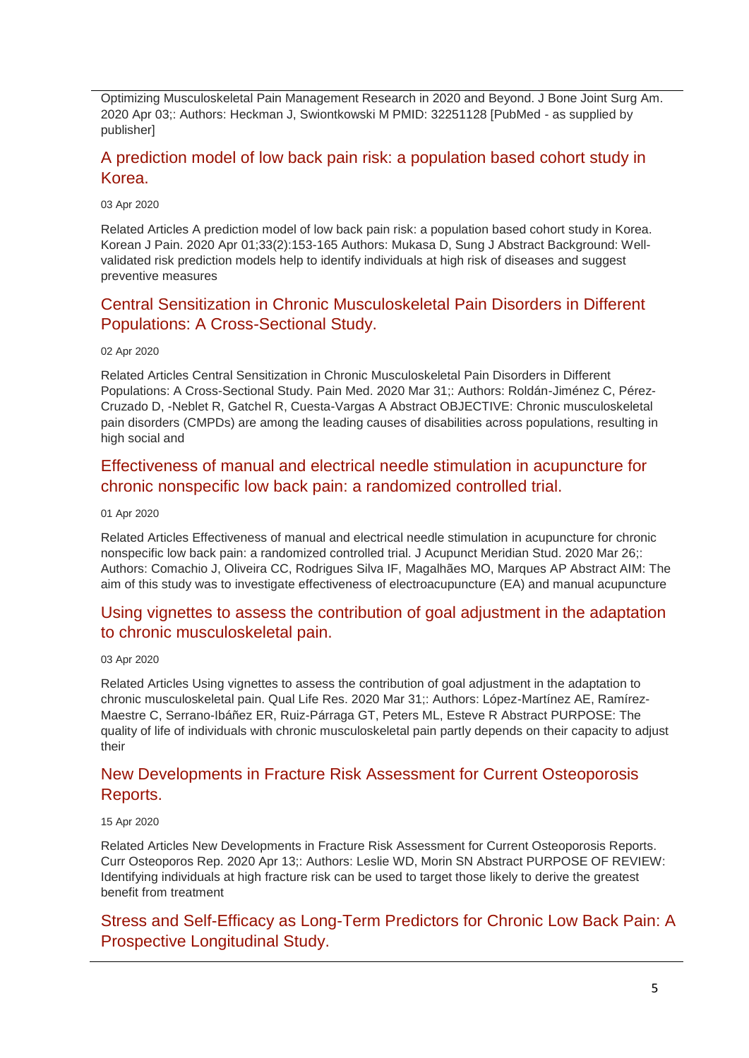Optimizing Musculoskeletal Pain Management Research in 2020 and Beyond. J Bone Joint Surg Am. 2020 Apr 03;: Authors: Heckman J, Swiontkowski M PMID: 32251128 [PubMed - as supplied by publisher]

## A prediction model of low back pain risk: a population based cohort study in Korea.

03 Apr 2020

Related Articles A prediction model of low back pain risk: a population based cohort study in Korea. Korean J Pain. 2020 Apr 01;33(2):153-165 Authors: Mukasa D, Sung J Abstract Background: Well-validated risk prediction models help to identify individuals at high risk of diseases and suggest preventive measures

## Central Sensitization in Chronic Musculoskeletal Pain Disorders in Different Populations: A Cross-Sectional Study.

02 Apr 2020

Related Articles Central Sensitization in Chronic Musculoskeletal Pain Disorders in Different Populations: A Cross-Sectional Study. Pain Med. 2020 Mar 31;: Authors: Roldán-Jiménez C, Pérez-Cruzado D, -Neblet R, Gatchel R, Cuesta-Vargas A Abstract OBJECTIVE: Chronic musculoskeletal pain disorders (CMPDs) are among the leading causes of disabilities across populations, resulting in high social and

## Effectiveness of manual and electrical needle stimulation in acupuncture for chronic nonspecific low back pain: a randomized controlled trial.

01 Apr 2020

Related Articles Effectiveness of manual and electrical needle stimulation in acupuncture for chronic nonspecific low back pain: a randomized controlled trial. J Acupunct Meridian Stud. 2020 Mar 26;: Authors: Comachio J, Oliveira CC, Rodrigues Silva IF, Magalhães MO, Marques AP Abstract AIM: The aim of this study was to investigate effectiveness of electroacupuncture (EA) and manual acupuncture

## Using vignettes to assess the contribution of goal adjustment in the adaptation to chronic musculoskeletal pain.

03 Apr 2020

Related Articles Using vignettes to assess the contribution of goal adjustment in the adaptation to chronic musculoskeletal pain. Qual Life Res. 2020 Mar 31;: Authors: López-Martínez AE, Ramírez-Maestre C, Serrano-Ibáñez ER, Ruiz-Párraga GT, Peters ML, Esteve R Abstract PURPOSE: The quality of life of individuals with chronic musculoskeletal pain partly depends on their capacity to adjust their

## New Developments in Fracture Risk Assessment for Current Osteoporosis Reports.

15 Apr 2020

Related Articles New Developments in Fracture Risk Assessment for Current Osteoporosis Reports. Curr Osteoporos Rep. 2020 Apr 13;: Authors: Leslie WD, Morin SN Abstract PURPOSE OF REVIEW: Identifying individuals at high fracture risk can be used to target those likely to derive the greatest benefit from treatment

## Stress and Self-Efficacy as Long-Term Predictors for Chronic Low Back Pain: A Prospective Longitudinal Study.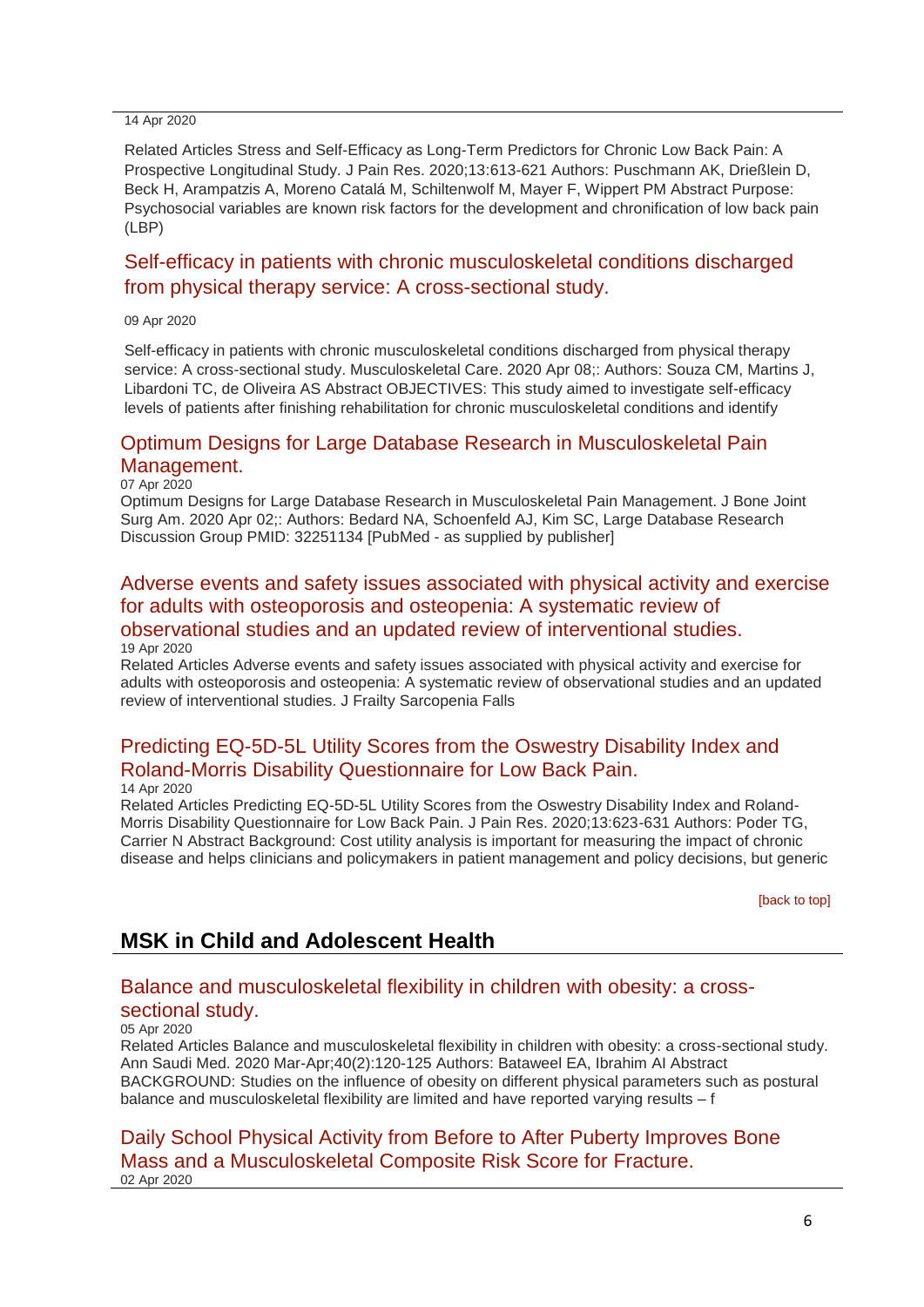14 Apr 2020

Related Articles Stress and Self-Efficacy as Long-Term Predictors for Chronic Low Back Pain: A Prospective Longitudinal Study. J Pain Res. 2020;13:613-621 Authors: Puschmann AK, Drießlein D, Beck H, Arampatzis A, Moreno Catalá M, Schiltenwolf M, Mayer F, Wippert PM Abstract Purpose: Psychosocial variables are known risk factors for the development and chronification of low back pain (LBP)

### Self-efficacy in patients with chronic musculoskeletal conditions discharged from physical therapy service: A cross-sectional study.

09 Apr 2020

Self-efficacy in patients with chronic musculoskeletal conditions discharged from physical therapy service: A cross-sectional study. Musculoskeletal Care. 2020 Apr 08;: Authors: Souza CM, Martins J, Libardoni TC, de Oliveira AS Abstract OBJECTIVES: This study aimed to investigate self-efficacy levels of patients after finishing rehabilitation for chronic musculoskeletal conditions and identify

### Optimum Designs for Large Database Research in Musculoskeletal Pain Management.

07 Apr 2020

Optimum Designs for Large Database Research in Musculoskeletal Pain Management. J Bone Joint Surg Am. 2020 Apr 02;: Authors: Bedard NA, Schoenfeld AJ, Kim SC, Large Database Research Discussion Group PMID: 32251134 [PubMed - as supplied by publisher]

### Adverse events and safety issues associated with physical activity and exercise for adults with osteoporosis and osteopenia: A systematic review of observational studies and an updated review of interventional studies.

19 Apr 2020

Related Articles Adverse events and safety issues associated with physical activity and exercise for adults with osteoporosis and osteopenia: A systematic review of observational studies and an updated review of interventional studies. J Frailty Sarcopenia Falls

### Predicting EQ-5D-5L Utility Scores from the Oswestry Disability Index and Roland-Morris Disability Questionnaire for Low Back Pain.

14 Apr 2020

Related Articles Predicting EQ-5D-5L Utility Scores from the Oswestry Disability Index and Roland-Morris Disability Questionnaire for Low Back Pain. J Pain Res. 2020;13:623-631 Authors: Poder TG, Carrier N Abstract Background: Cost utility analysis is important for measuring the impact of chronic disease and helps clinicians and policymakers in patient management and policy decisions, but generic

[back to top]

## MSK in Child and Adolescent Health

### Balance and musculoskeletal flexibility in children with obesity: a cross-sectional study.

05 Apr 2020

Related Articles Balance and musculoskeletal flexibility in children with obesity: a cross-sectional study. Ann Saudi Med. 2020 Mar-Apr;40(2):120-125 Authors: Bataweel EA, Ibrahim AI Abstract BACKGROUND: Studies on the influence of obesity on different physical parameters such as postural balance and musculoskeletal flexibility are limited and have reported varying results – f

### Daily School Physical Activity from Before to After Puberty Improves Bone Mass and a Musculoskeletal Composite Risk Score for Fracture.

02 Apr 2020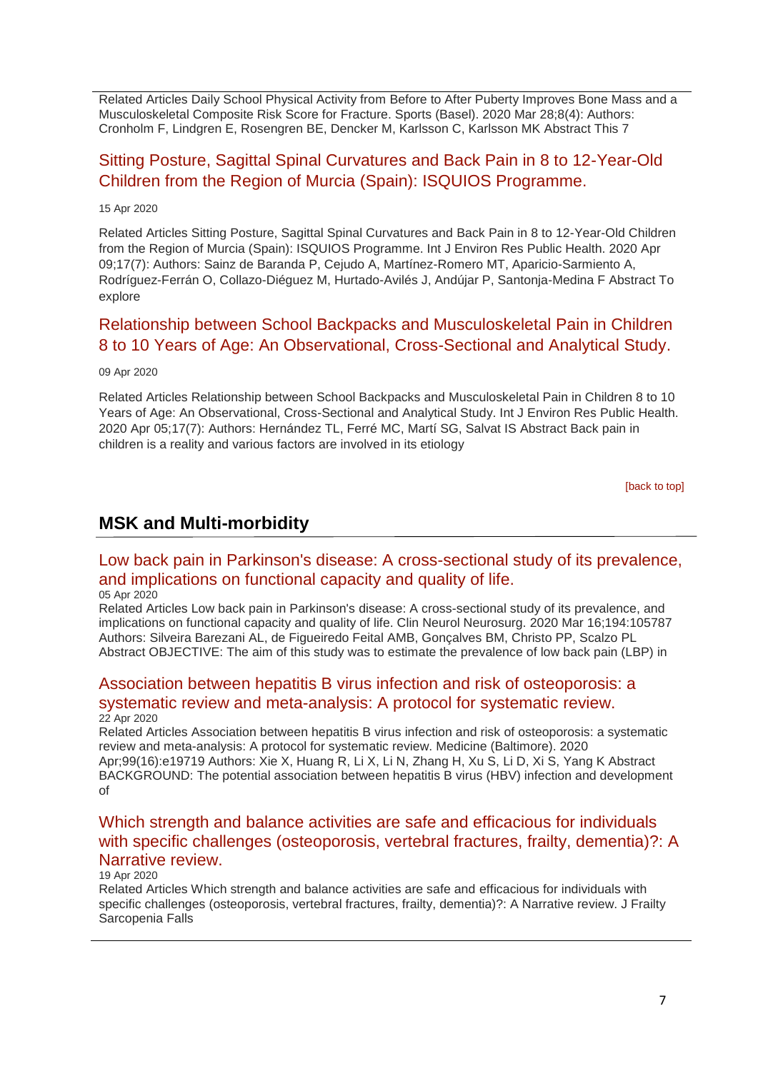Related Articles Daily School Physical Activity from Before to After Puberty Improves Bone Mass and a Musculoskeletal Composite Risk Score for Fracture. Sports (Basel). 2020 Mar 28;8(4): Authors: Cronholm F, Lindgren E, Rosengren BE, Dencker M, Karlsson C, Karlsson MK Abstract This 7

### Sitting Posture, Sagittal Spinal Curvatures and Back Pain in 8 to 12-Year-Old Children from the Region of Murcia (Spain): ISQUIOS Programme.

15 Apr 2020

Related Articles Sitting Posture, Sagittal Spinal Curvatures and Back Pain in 8 to 12-Year-Old Children from the Region of Murcia (Spain): ISQUIOS Programme. Int J Environ Res Public Health. 2020 Apr 09;17(7): Authors: Sainz de Baranda P, Cejudo A, Martínez-Romero MT, Aparicio-Sarmiento A, Rodríguez-Ferrán O, Collazo-Diéguez M, Hurtado-Avilés J, Andújar P, Santonja-Medina F Abstract To explore

### Relationship between School Backpacks and Musculoskeletal Pain in Children 8 to 10 Years of Age: An Observational, Cross-Sectional and Analytical Study.

09 Apr 2020

Related Articles Relationship between School Backpacks and Musculoskeletal Pain in Children 8 to 10 Years of Age: An Observational, Cross-Sectional and Analytical Study. Int J Environ Res Public Health. 2020 Apr 05;17(7): Authors: Hernández TL, Ferré MC, Martí SG, Salvat IS Abstract Back pain in children is a reality and various factors are involved in its etiology

[back to top]

## MSK and Multi-morbidity

### Low back pain in Parkinson's disease: A cross-sectional study of its prevalence, and implications on functional capacity and quality of life.

05 Apr 2020

Related Articles Low back pain in Parkinson's disease: A cross-sectional study of its prevalence, and implications on functional capacity and quality of life. Clin Neurol Neurosurg. 2020 Mar 16;194:105787 Authors: Silveira Barezani AL, de Figueiredo Feital AMB, Gonçalves BM, Christo PP, Scalzo PL Abstract OBJECTIVE: The aim of this study was to estimate the prevalence of low back pain (LBP) in

### Association between hepatitis B virus infection and risk of osteoporosis: a systematic review and meta-analysis: A protocol for systematic review.

22 Apr 2020

Related Articles Association between hepatitis B virus infection and risk of osteoporosis: a systematic review and meta-analysis: A protocol for systematic review. Medicine (Baltimore). 2020 Apr;99(16):e19719 Authors: Xie X, Huang R, Li X, Li N, Zhang H, Xu S, Li D, Xi S, Yang K Abstract BACKGROUND: The potential association between hepatitis B virus (HBV) infection and development of

### Which strength and balance activities are safe and efficacious for individuals with specific challenges (osteoporosis, vertebral fractures, frailty, dementia)?: A Narrative review.

19 Apr 2020

Related Articles Which strength and balance activities are safe and efficacious for individuals with specific challenges (osteoporosis, vertebral fractures, frailty, dementia)?: A Narrative review. J Frailty Sarcopenia Falls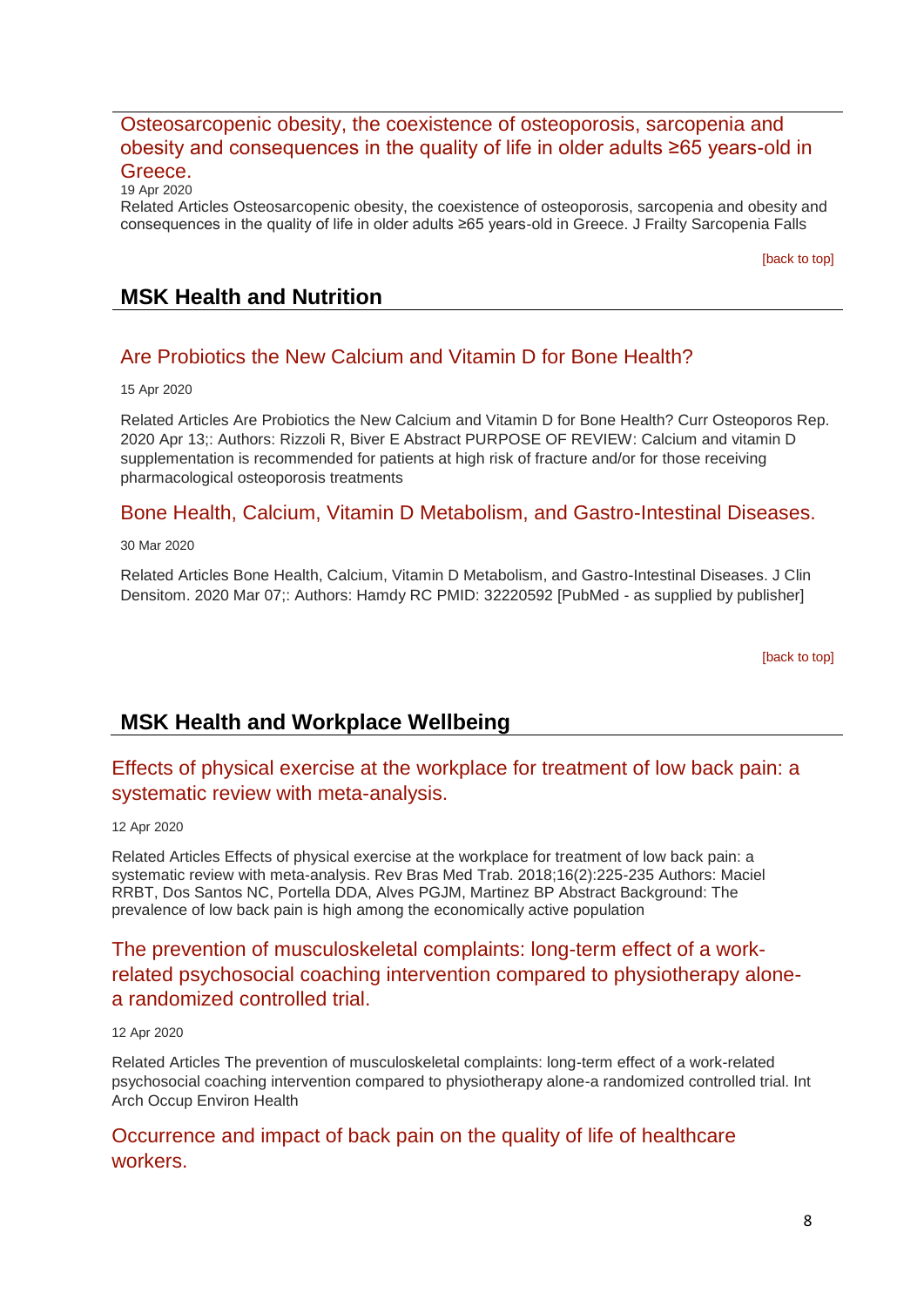### Osteosarcopenic obesity, the coexistence of osteoporosis, sarcopenia and obesity and consequences in the quality of life in older adults ≥65 years-old in Greece.

19 Apr 2020

Related Articles Osteosarcopenic obesity, the coexistence of osteoporosis, sarcopenia and obesity and consequences in the quality of life in older adults ≥65 years-old in Greece. J Frailty Sarcopenia Falls

[back to top]

## MSK Health and Nutrition

### Are Probiotics the New Calcium and Vitamin D for Bone Health?

15 Apr 2020

Related Articles Are Probiotics the New Calcium and Vitamin D for Bone Health? Curr Osteoporos Rep. 2020 Apr 13;: Authors: Rizzoli R, Biver E Abstract PURPOSE OF REVIEW: Calcium and vitamin D supplementation is recommended for patients at high risk of fracture and/or for those receiving pharmacological osteoporosis treatments

### Bone Health, Calcium, Vitamin D Metabolism, and Gastro-Intestinal Diseases.

30 Mar 2020

Related Articles Bone Health, Calcium, Vitamin D Metabolism, and Gastro-Intestinal Diseases. J Clin Densitom. 2020 Mar 07;: Authors: Hamdy RC PMID: 32220592 [PubMed - as supplied by publisher]

[back to top]

## MSK Health and Workplace Wellbeing

### Effects of physical exercise at the workplace for treatment of low back pain: a systematic review with meta-analysis.

12 Apr 2020

Related Articles Effects of physical exercise at the workplace for treatment of low back pain: a systematic review with meta-analysis. Rev Bras Med Trab. 2018;16(2):225-235 Authors: Maciel RRBT, Dos Santos NC, Portella DDA, Alves PGJM, Martinez BP Abstract Background: The prevalence of low back pain is high among the economically active population

### The prevention of musculoskeletal complaints: long-term effect of a work-related psychosocial coaching intervention compared to physiotherapy alone-a randomized controlled trial.

12 Apr 2020

Related Articles The prevention of musculoskeletal complaints: long-term effect of a work-related psychosocial coaching intervention compared to physiotherapy alone-a randomized controlled trial. Int Arch Occup Environ Health

### Occurrence and impact of back pain on the quality of life of healthcare workers.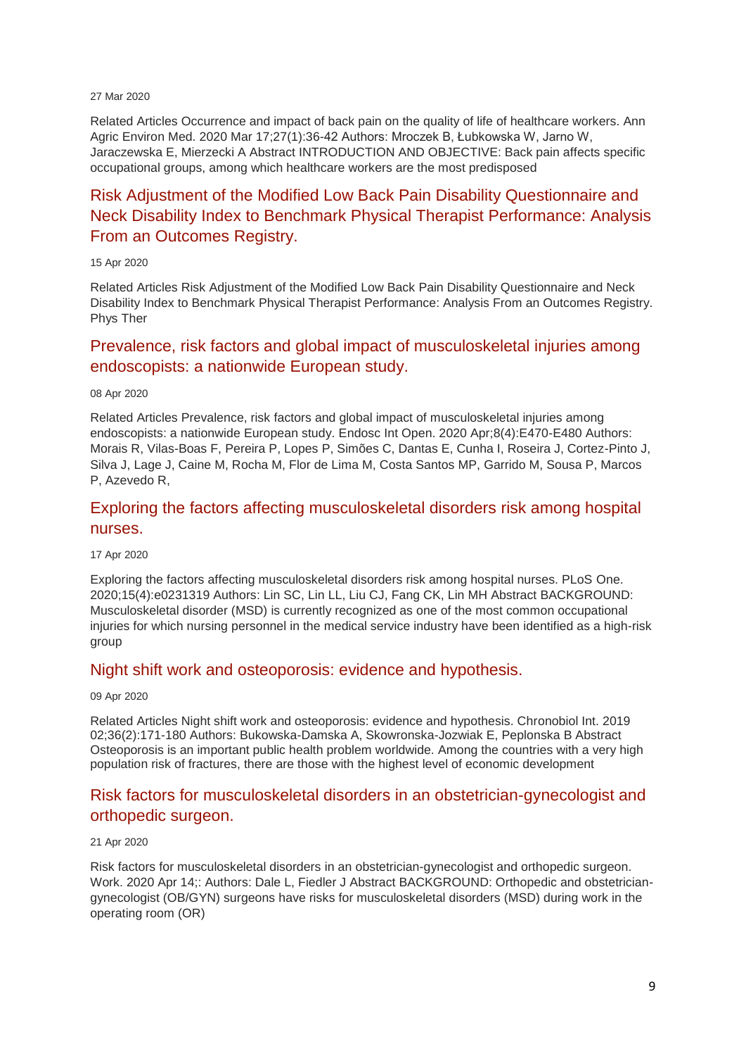27 Mar 2020

Related Articles Occurrence and impact of back pain on the quality of life of healthcare workers. Ann Agric Environ Med. 2020 Mar 17;27(1):36-42 Authors: Mroczek B, Łubkowska W, Jarno W, Jaraczewska E, Mierzecki A Abstract INTRODUCTION AND OBJECTIVE: Back pain affects specific occupational groups, among which healthcare workers are the most predisposed

## Risk Adjustment of the Modified Low Back Pain Disability Questionnaire and Neck Disability Index to Benchmark Physical Therapist Performance: Analysis From an Outcomes Registry.

15 Apr 2020

Related Articles Risk Adjustment of the Modified Low Back Pain Disability Questionnaire and Neck Disability Index to Benchmark Physical Therapist Performance: Analysis From an Outcomes Registry. Phys Ther

## Prevalence, risk factors and global impact of musculoskeletal injuries among endoscopists: a nationwide European study.

08 Apr 2020

Related Articles Prevalence, risk factors and global impact of musculoskeletal injuries among endoscopists: a nationwide European study. Endosc Int Open. 2020 Apr;8(4):E470-E480 Authors: Morais R, Vilas-Boas F, Pereira P, Lopes P, Simões C, Dantas E, Cunha I, Roseira J, Cortez-Pinto J, Silva J, Lage J, Caine M, Rocha M, Flor de Lima M, Costa Santos MP, Garrido M, Sousa P, Marcos P, Azevedo R,

## Exploring the factors affecting musculoskeletal disorders risk among hospital nurses.

17 Apr 2020

Exploring the factors affecting musculoskeletal disorders risk among hospital nurses. PLoS One. 2020;15(4):e0231319 Authors: Lin SC, Lin LL, Liu CJ, Fang CK, Lin MH Abstract BACKGROUND: Musculoskeletal disorder (MSD) is currently recognized as one of the most common occupational injuries for which nursing personnel in the medical service industry have been identified as a high-risk group

## Night shift work and osteoporosis: evidence and hypothesis.

09 Apr 2020

Related Articles Night shift work and osteoporosis: evidence and hypothesis. Chronobiol Int. 2019 02;36(2):171-180 Authors: Bukowska-Damska A, Skowronska-Jozwiak E, Peplonska B Abstract Osteoporosis is an important public health problem worldwide. Among the countries with a very high population risk of fractures, there are those with the highest level of economic development

## Risk factors for musculoskeletal disorders in an obstetrician-gynecologist and orthopedic surgeon.

21 Apr 2020

Risk factors for musculoskeletal disorders in an obstetrician-gynecologist and orthopedic surgeon. Work. 2020 Apr 14;: Authors: Dale L, Fiedler J Abstract BACKGROUND: Orthopedic and obstetrician-gynecologist (OB/GYN) surgeons have risks for musculoskeletal disorders (MSD) during work in the operating room (OR)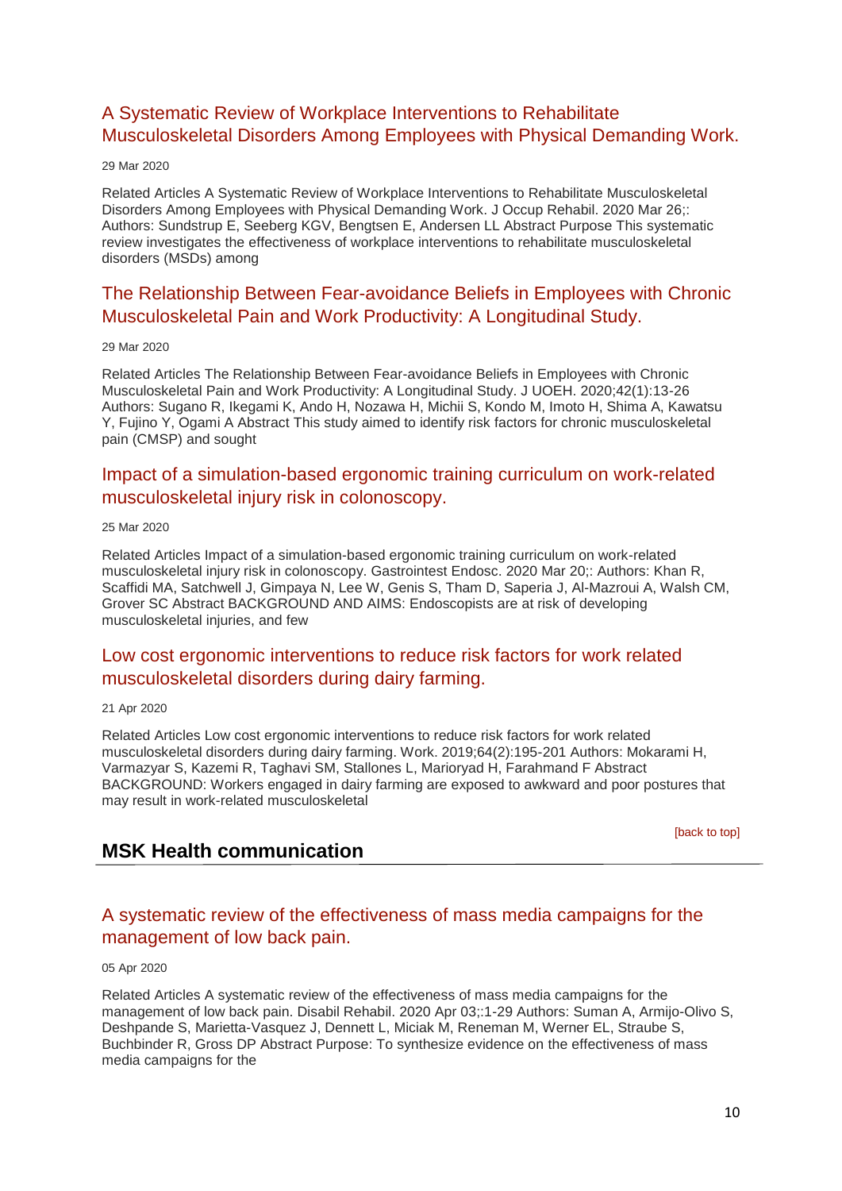### A Systematic Review of Workplace Interventions to Rehabilitate Musculoskeletal Disorders Among Employees with Physical Demanding Work.

29 Mar 2020

Related Articles A Systematic Review of Workplace Interventions to Rehabilitate Musculoskeletal Disorders Among Employees with Physical Demanding Work. J Occup Rehabil. 2020 Mar 26;: Authors: Sundstrup E, Seeberg KGV, Bengtsen E, Andersen LL Abstract Purpose This systematic review investigates the effectiveness of workplace interventions to rehabilitate musculoskeletal disorders (MSDs) among

### The Relationship Between Fear-avoidance Beliefs in Employees with Chronic Musculoskeletal Pain and Work Productivity: A Longitudinal Study.

29 Mar 2020

Related Articles The Relationship Between Fear-avoidance Beliefs in Employees with Chronic Musculoskeletal Pain and Work Productivity: A Longitudinal Study. J UOEH. 2020;42(1):13-26 Authors: Sugano R, Ikegami K, Ando H, Nozawa H, Michii S, Kondo M, Imoto H, Shima A, Kawatsu Y, Fujino Y, Ogami A Abstract This study aimed to identify risk factors for chronic musculoskeletal pain (CMSP) and sought

### Impact of a simulation-based ergonomic training curriculum on work-related musculoskeletal injury risk in colonoscopy.

25 Mar 2020

Related Articles Impact of a simulation-based ergonomic training curriculum on work-related musculoskeletal injury risk in colonoscopy. Gastrointest Endosc. 2020 Mar 20;: Authors: Khan R, Scaffidi MA, Satchwell J, Gimpaya N, Lee W, Genis S, Tham D, Saperia J, Al-Mazroui A, Walsh CM, Grover SC Abstract BACKGROUND AND AIMS: Endoscopists are at risk of developing musculoskeletal injuries, and few

### Low cost ergonomic interventions to reduce risk factors for work related musculoskeletal disorders during dairy farming.

21 Apr 2020

Related Articles Low cost ergonomic interventions to reduce risk factors for work related musculoskeletal disorders during dairy farming. Work. 2019;64(2):195-201 Authors: Mokarami H, Varmazyar S, Kazemi R, Taghavi SM, Stallones L, Marioryad H, Farahmand F Abstract BACKGROUND: Workers engaged in dairy farming are exposed to awkward and poor postures that may result in work-related musculoskeletal

[back to top]

## MSK Health communication

### A systematic review of the effectiveness of mass media campaigns for the management of low back pain.

05 Apr 2020

Related Articles A systematic review of the effectiveness of mass media campaigns for the management of low back pain. Disabil Rehabil. 2020 Apr 03;:1-29 Authors: Suman A, Armijo-Olivo S, Deshpande S, Marietta-Vasquez J, Dennett L, Miciak M, Reneman M, Werner EL, Straube S, Buchbinder R, Gross DP Abstract Purpose: To synthesize evidence on the effectiveness of mass media campaigns for the